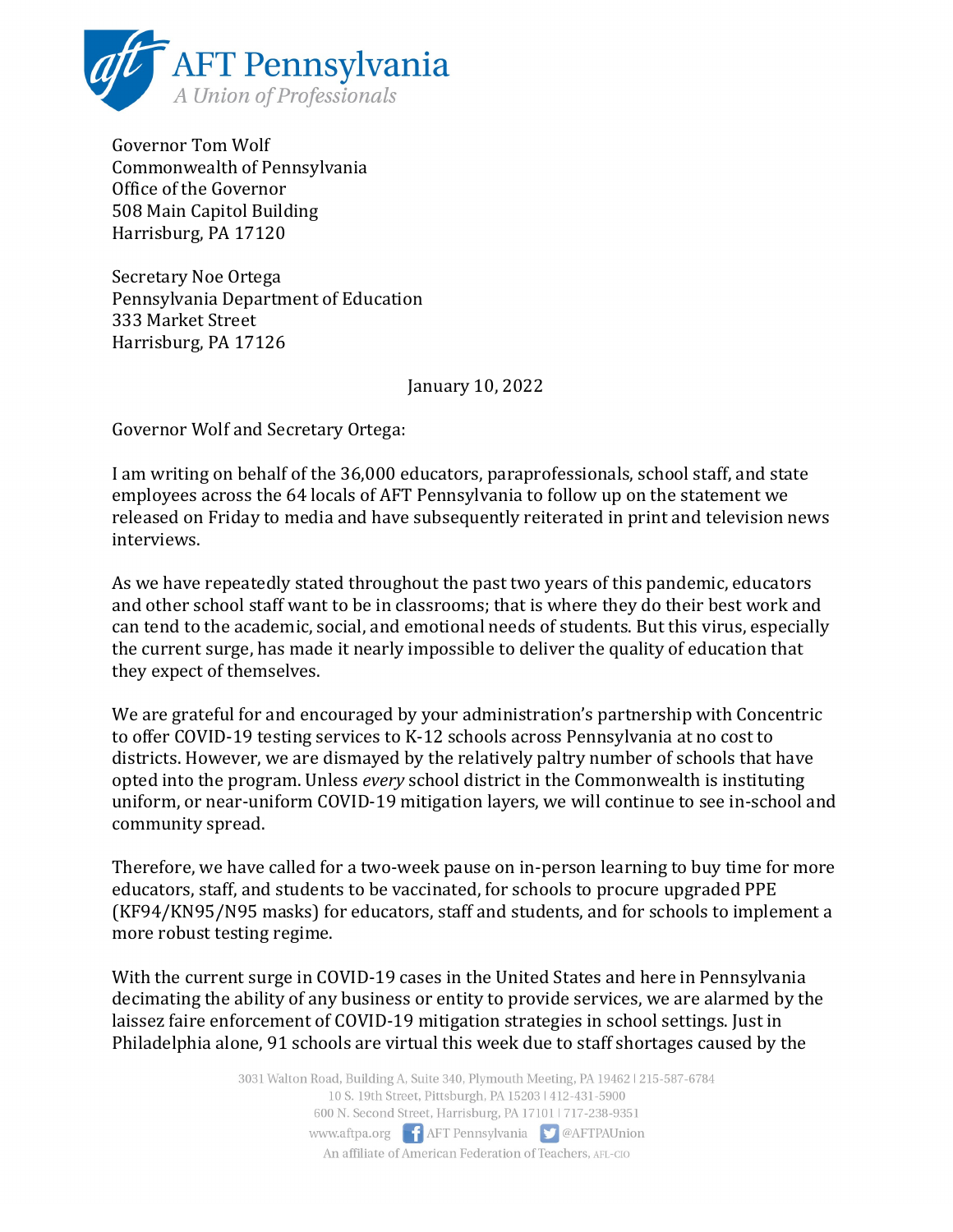AFT Pennsylvania
*A Union of Professionals*

Governor Tom Wolf
Commonwealth of Pennsylvania
Office of the Governor
508 Main Capitol Building
Harrisburg, PA 17120

Secretary Noe Ortega
Pennsylvania Department of Education
333 Market Street
Harrisburg, PA 17126

January 10, 2022

Governor Wolf and Secretary Ortega:

I am writing on behalf of the 36,000 educators, paraprofessionals, school staff, and state employees across the 64 locals of AFT Pennsylvania to follow up on the statement we released on Friday to media and have subsequently reiterated in print and television news interviews.

As we have repeatedly stated throughout the past two years of this pandemic, educators and other school staff want to be in classrooms; that is where they do their best work and can tend to the academic, social, and emotional needs of students. But this virus, especially the current surge, has made it nearly impossible to deliver the quality of education that they expect of themselves.

We are grateful for and encouraged by your administration's partnership with Concentric to offer COVID-19 testing services to K-12 schools across Pennsylvania at no cost to districts. However, we are dismayed by the relatively paltry number of schools that have opted into the program. Unless *every* school district in the Commonwealth is instituting uniform, or near-uniform COVID-19 mitigation layers, we will continue to see in-school and community spread.

Therefore, we have called for a two-week pause on in-person learning to buy time for more educators, staff, and students to be vaccinated, for schools to procure upgraded PPE (KF94/KN95/N95 masks) for educators, staff and students, and for schools to implement a more robust testing regime.

With the current surge in COVID-19 cases in the United States and here in Pennsylvania decimating the ability of any business or entity to provide services, we are alarmed by the laissez faire enforcement of COVID-19 mitigation strategies in school settings. Just in Philadelphia alone, 91 schools are virtual this week due to staff shortages caused by the

3031 Walton Road, Building A, Suite 340, Plymouth Meeting, PA 19462 | 215-587-6784
10 S. 19th Street, Pittsburgh, PA 15203 | 412-431-5900
600 N. Second Street, Harrisburg, PA 17101 | 717-238-9351
www.aftpa.org AFT Pennsylvania @AFTPAUnion
An affiliate of American Federation of Teachers, AFL-CIO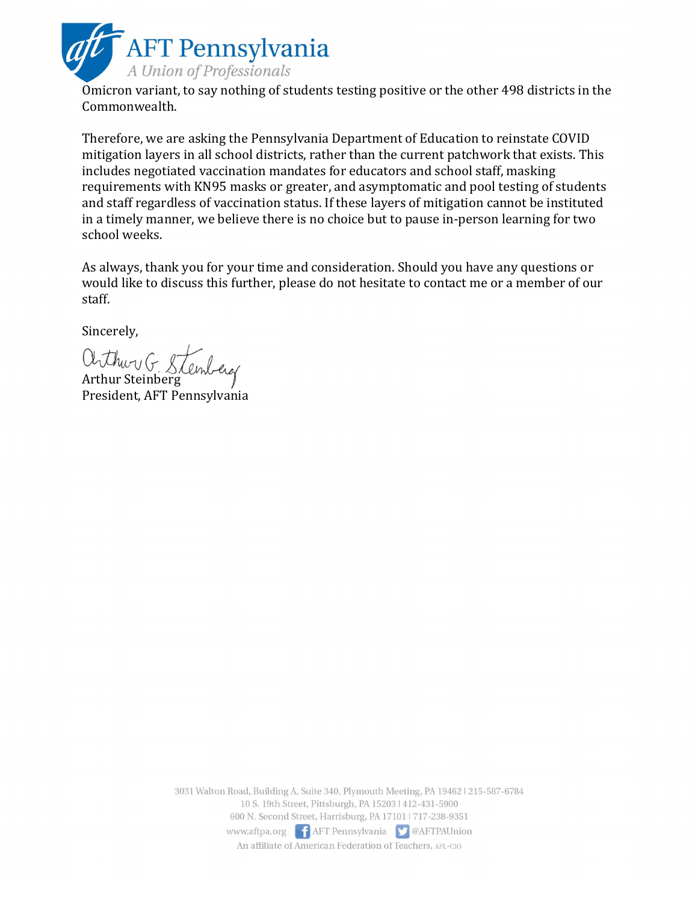Omicron variant, to say nothing of students testing positive or the other 498 districts in the Commonwealth.

Therefore, we are asking the Pennsylvania Department of Education to reinstate COVID mitigation layers in all school districts, rather than the current patchwork that exists. This includes negotiated vaccination mandates for educators and school staff, masking requirements with KN95 masks or greater, and asymptomatic and pool testing of students and staff regardless of vaccination status. If these layers of mitigation cannot be instituted in a timely manner, we believe there is no choice but to pause in-person learning for two school weeks.

As always, thank you for your time and consideration. Should you have any questions or would like to discuss this further, please do not hesitate to contact me or a member of our staff.

Sincerely,

Arthur Steinberg
President, AFT Pennsylvania